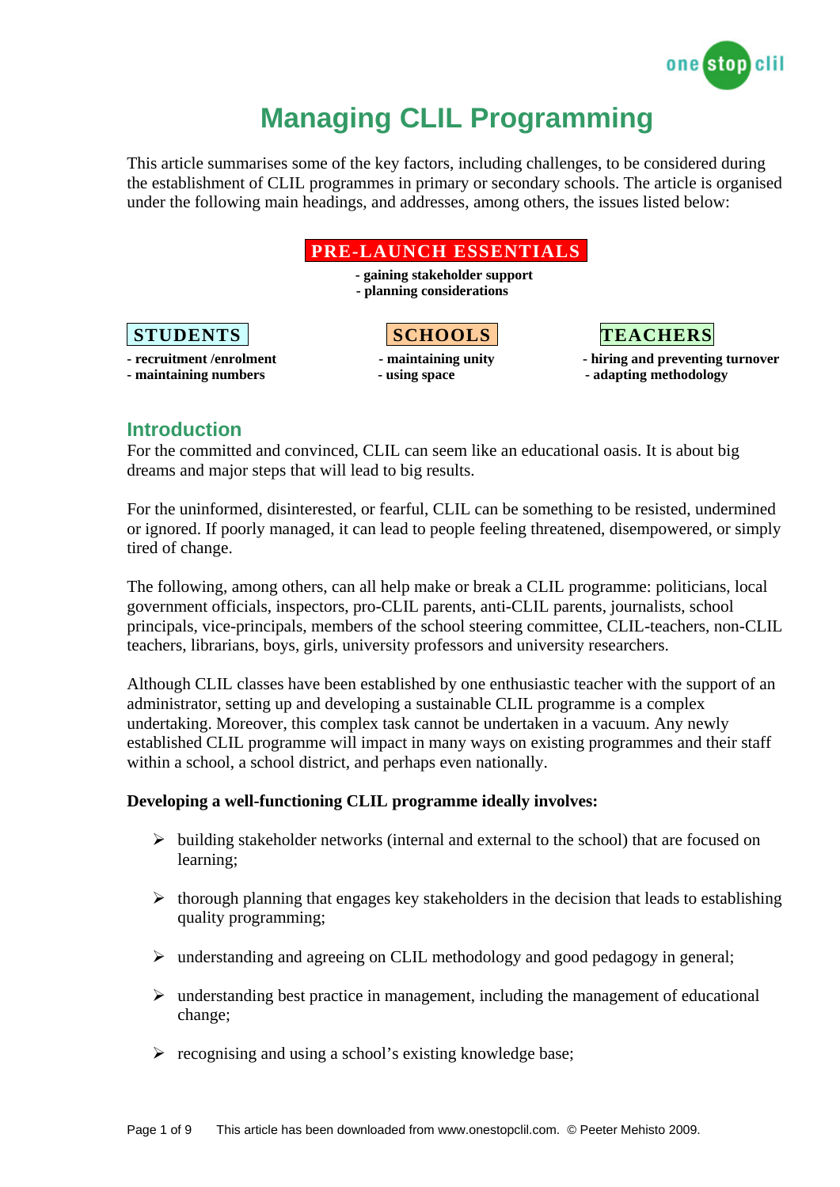# Managing CLIL Programming

This article summarises some of the key factors, including challenges, to be considered during the establishment of CLIL programmes in primary or secondary schools. The article is organised under the following main headings, and addresses, among others, the issues listed below:

**PRE-LAUNCH ESSENTIALS**

- **gaining stakeholder support**
- **planning considerations**

**STUDENTS**

- **recruitment /enrolment**
- **maintaining numbers**

**SCHOOLS**

- **maintaining unity**
- **using space**

**TEACHERS**

- **hiring and preventing turnover**
- **adapting methodology**

## Introduction

For the committed and convinced, CLIL can seem like an educational oasis. It is about big dreams and major steps that will lead to big results.

For the uninformed, disinterested, or fearful, CLIL can be something to be resisted, undermined or ignored. If poorly managed, it can lead to people feeling threatened, disempowered, or simply tired of change.

The following, among others, can all help make or break a CLIL programme: politicians, local government officials, inspectors, pro-CLIL parents, anti-CLIL parents, journalists, school principals, vice-principals, members of the school steering committee, CLIL-teachers, non-CLIL teachers, librarians, boys, girls, university professors and university researchers.

Although CLIL classes have been established by one enthusiastic teacher with the support of an administrator, setting up and developing a sustainable CLIL programme is a complex undertaking. Moreover, this complex task cannot be undertaken in a vacuum. Any newly established CLIL programme will impact in many ways on existing programmes and their staff within a school, a school district, and perhaps even nationally.

**Developing a well-functioning CLIL programme ideally involves:**

- building stakeholder networks (internal and external to the school) that are focused on learning;
- thorough planning that engages key stakeholders in the decision that leads to establishing quality programming;
- understanding and agreeing on CLIL methodology and good pedagogy in general;
- understanding best practice in management, including the management of educational change;
- recognising and using a school's existing knowledge base;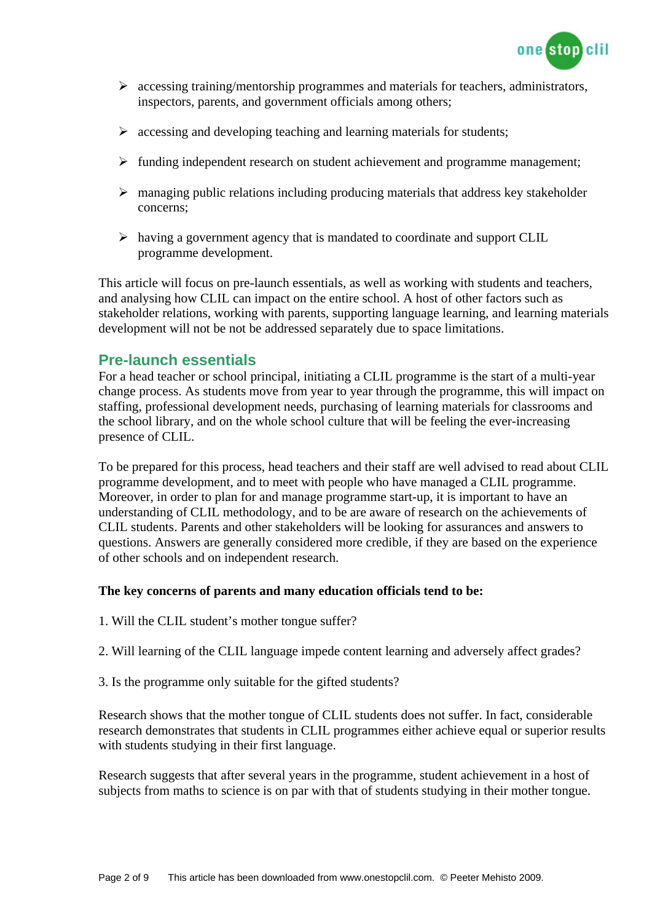- accessing training/mentorship programmes and materials for teachers, administrators, inspectors, parents, and government officials among others;
- accessing and developing teaching and learning materials for students;
- funding independent research on student achievement and programme management;
- managing public relations including producing materials that address key stakeholder concerns;
- having a government agency that is mandated to coordinate and support CLIL programme development.

This article will focus on pre-launch essentials, as well as working with students and teachers, and analysing how CLIL can impact on the entire school. A host of other factors such as stakeholder relations, working with parents, supporting language learning, and learning materials development will not be not be addressed separately due to space limitations.

## Pre-launch essentials

For a head teacher or school principal, initiating a CLIL programme is the start of a multi-year change process. As students move from year to year through the programme, this will impact on staffing, professional development needs, purchasing of learning materials for classrooms and the school library, and on the whole school culture that will be feeling the ever-increasing presence of CLIL.

To be prepared for this process, head teachers and their staff are well advised to read about CLIL programme development, and to meet with people who have managed a CLIL programme. Moreover, in order to plan for and manage programme start-up, it is important to have an understanding of CLIL methodology, and to be are aware of research on the achievements of CLIL students. Parents and other stakeholders will be looking for assurances and answers to questions. Answers are generally considered more credible, if they are based on the experience of other schools and on independent research.

**The key concerns of parents and many education officials tend to be:**

1. Will the CLIL student's mother tongue suffer?

2. Will learning of the CLIL language impede content learning and adversely affect grades?

3. Is the programme only suitable for the gifted students?

Research shows that the mother tongue of CLIL students does not suffer. In fact, considerable research demonstrates that students in CLIL programmes either achieve equal or superior results with students studying in their first language.

Research suggests that after several years in the programme, student achievement in a host of subjects from maths to science is on par with that of students studying in their mother tongue.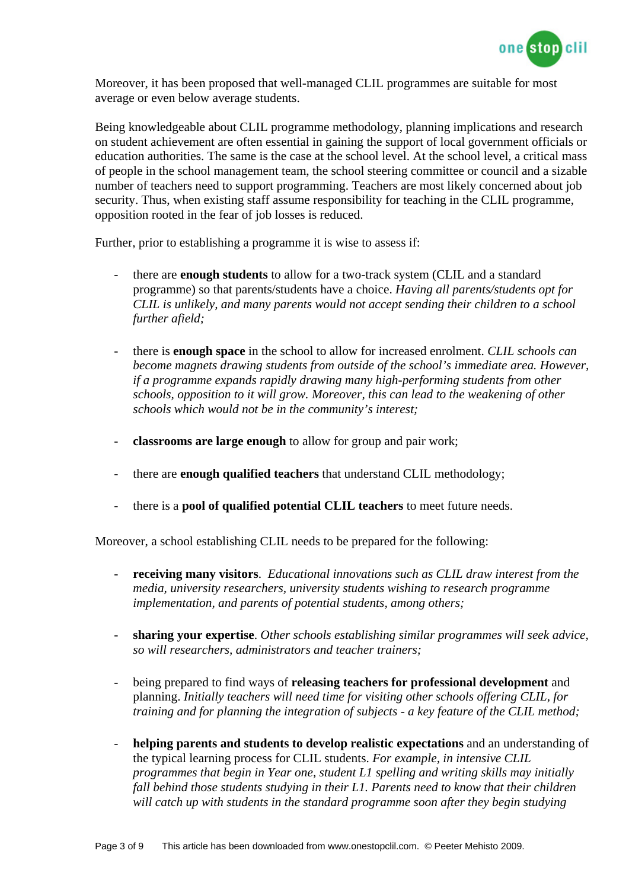Moreover, it has been proposed that well-managed CLIL programmes are suitable for most average or even below average students.

Being knowledgeable about CLIL programme methodology, planning implications and research on student achievement are often essential in gaining the support of local government officials or education authorities. The same is the case at the school level. At the school level, a critical mass of people in the school management team, the school steering committee or council and a sizable number of teachers need to support programming. Teachers are most likely concerned about job security. Thus, when existing staff assume responsibility for teaching in the CLIL programme, opposition rooted in the fear of job losses is reduced.

Further, prior to establishing a programme it is wise to assess if:

- there are **enough students** to allow for a two-track system (CLIL and a standard programme) so that parents/students have a choice. *Having all parents/students opt for CLIL is unlikely, and many parents would not accept sending their children to a school further afield;*

- there is **enough space** in the school to allow for increased enrolment. *CLIL schools can become magnets drawing students from outside of the school's immediate area. However, if a programme expands rapidly drawing many high-performing students from other schools, opposition to it will grow. Moreover, this can lead to the weakening of other schools which would not be in the community's interest;*

- **classrooms are large enough** to allow for group and pair work;

- there are **enough qualified teachers** that understand CLIL methodology;

- there is a **pool of qualified potential CLIL teachers** to meet future needs.

Moreover, a school establishing CLIL needs to be prepared for the following:

- **receiving many visitors**. *Educational innovations such as CLIL draw interest from the media, university researchers, university students wishing to research programme implementation, and parents of potential students, among others;*

- **sharing your expertise**. *Other schools establishing similar programmes will seek advice, so will researchers, administrators and teacher trainers;*

- being prepared to find ways of **releasing teachers for professional development** and planning. *Initially teachers will need time for visiting other schools offering CLIL, for training and for planning the integration of subjects - a key feature of the CLIL method;*

- **helping parents and students to develop realistic expectations** and an understanding of the typical learning process for CLIL students. *For example, in intensive CLIL programmes that begin in Year one, student L1 spelling and writing skills may initially fall behind those students studying in their L1. Parents need to know that their children will catch up with students in the standard programme soon after they begin studying*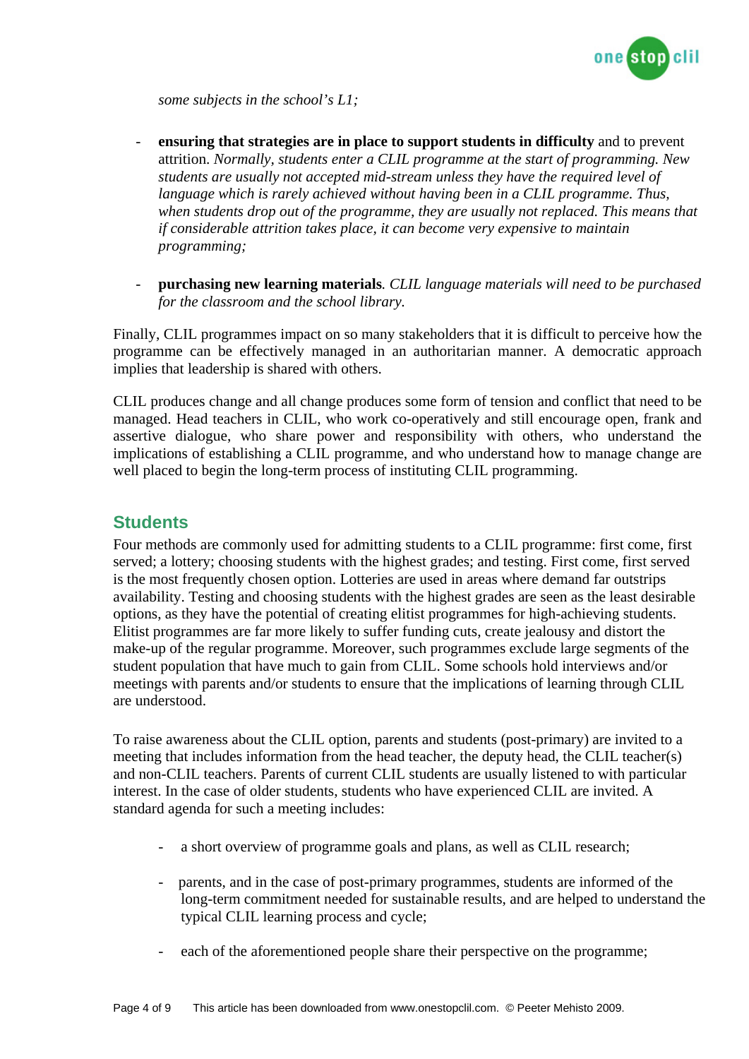*some subjects in the school's L1;*

- **ensuring that strategies are in place to support students in difficulty** and to prevent attrition. *Normally, students enter a CLIL programme at the start of programming. New students are usually not accepted mid-stream unless they have the required level of language which is rarely achieved without having been in a CLIL programme. Thus, when students drop out of the programme, they are usually not replaced. This means that if considerable attrition takes place, it can become very expensive to maintain programming;*

- **purchasing new learning materials**. *CLIL language materials will need to be purchased for the classroom and the school library.*

Finally, CLIL programmes impact on so many stakeholders that it is difficult to perceive how the programme can be effectively managed in an authoritarian manner. A democratic approach implies that leadership is shared with others.

CLIL produces change and all change produces some form of tension and conflict that need to be managed. Head teachers in CLIL, who work co-operatively and still encourage open, frank and assertive dialogue, who share power and responsibility with others, who understand the implications of establishing a CLIL programme, and who understand how to manage change are well placed to begin the long-term process of instituting CLIL programming.

## Students

Four methods are commonly used for admitting students to a CLIL programme: first come, first served; a lottery; choosing students with the highest grades; and testing. First come, first served is the most frequently chosen option. Lotteries are used in areas where demand far outstrips availability. Testing and choosing students with the highest grades are seen as the least desirable options, as they have the potential of creating elitist programmes for high-achieving students. Elitist programmes are far more likely to suffer funding cuts, create jealousy and distort the make-up of the regular programme. Moreover, such programmes exclude large segments of the student population that have much to gain from CLIL. Some schools hold interviews and/or meetings with parents and/or students to ensure that the implications of learning through CLIL are understood.

To raise awareness about the CLIL option, parents and students (post-primary) are invited to a meeting that includes information from the head teacher, the deputy head, the CLIL teacher(s) and non-CLIL teachers. Parents of current CLIL students are usually listened to with particular interest. In the case of older students, students who have experienced CLIL are invited. A standard agenda for such a meeting includes:

- a short overview of programme goals and plans, as well as CLIL research;

- parents, and in the case of post-primary programmes, students are informed of the long-term commitment needed for sustainable results, and are helped to understand the typical CLIL learning process and cycle;

- each of the aforementioned people share their perspective on the programme;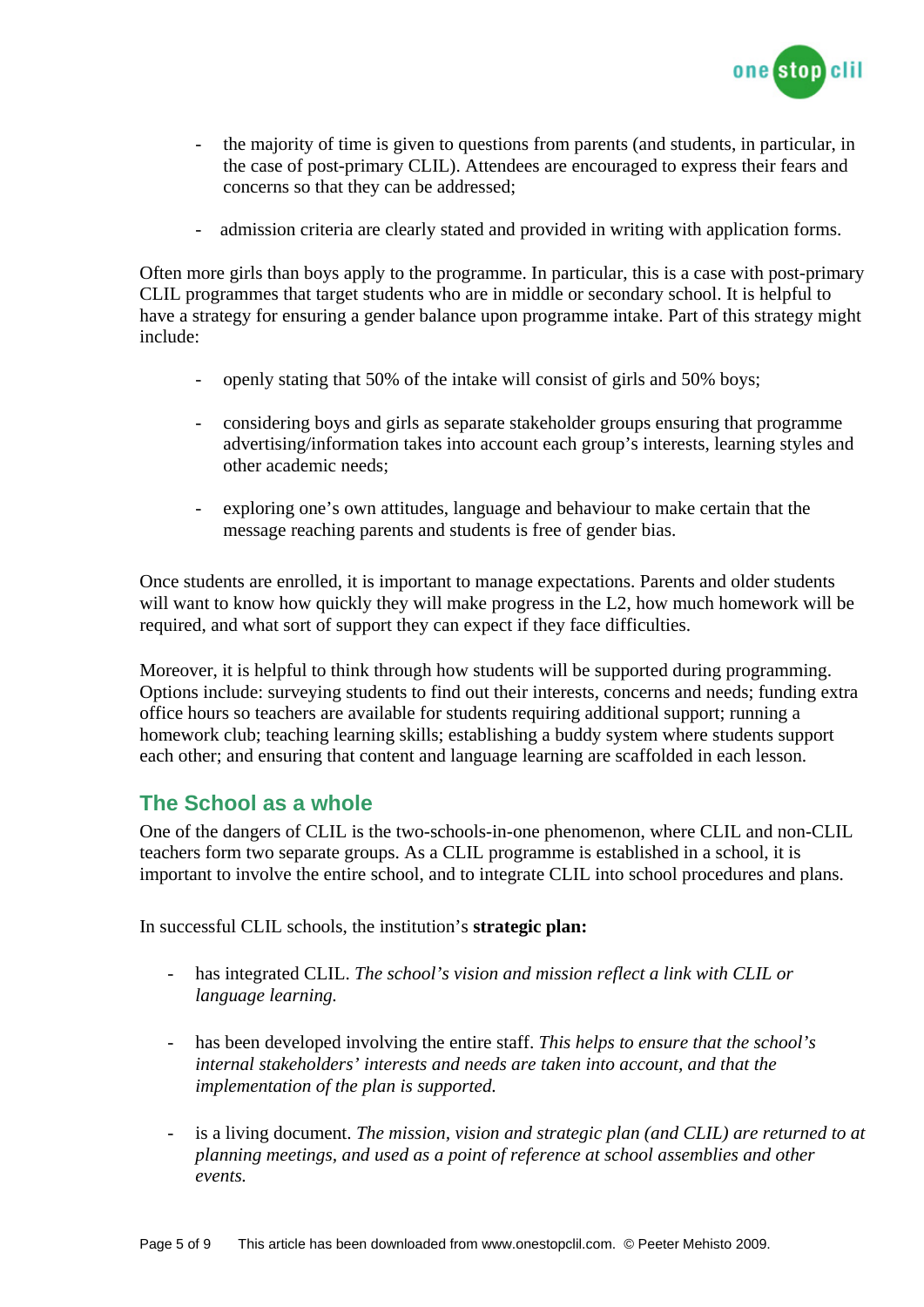- the majority of time is given to questions from parents (and students, in particular, in the case of post-primary CLIL). Attendees are encouraged to express their fears and concerns so that they can be addressed;

- admission criteria are clearly stated and provided in writing with application forms.

Often more girls than boys apply to the programme. In particular, this is a case with post-primary CLIL programmes that target students who are in middle or secondary school. It is helpful to have a strategy for ensuring a gender balance upon programme intake. Part of this strategy might include:

- openly stating that 50% of the intake will consist of girls and 50% boys;

- considering boys and girls as separate stakeholder groups ensuring that programme advertising/information takes into account each group's interests, learning styles and other academic needs;

- exploring one's own attitudes, language and behaviour to make certain that the message reaching parents and students is free of gender bias.

Once students are enrolled, it is important to manage expectations. Parents and older students will want to know how quickly they will make progress in the L2, how much homework will be required, and what sort of support they can expect if they face difficulties.

Moreover, it is helpful to think through how students will be supported during programming. Options include: surveying students to find out their interests, concerns and needs; funding extra office hours so teachers are available for students requiring additional support; running a homework club; teaching learning skills; establishing a buddy system where students support each other; and ensuring that content and language learning are scaffolded in each lesson.

## The School as a whole

One of the dangers of CLIL is the two-schools-in-one phenomenon, where CLIL and non-CLIL teachers form two separate groups. As a CLIL programme is established in a school, it is important to involve the entire school, and to integrate CLIL into school procedures and plans.

In successful CLIL schools, the institution's **strategic plan:**

- has integrated CLIL. *The school's vision and mission reflect a link with CLIL or language learning.*

- has been developed involving the entire staff. *This helps to ensure that the school's internal stakeholders' interests and needs are taken into account, and that the implementation of the plan is supported.*

- is a living document. *The mission, vision and strategic plan (and CLIL) are returned to at planning meetings, and used as a point of reference at school assemblies and other events.*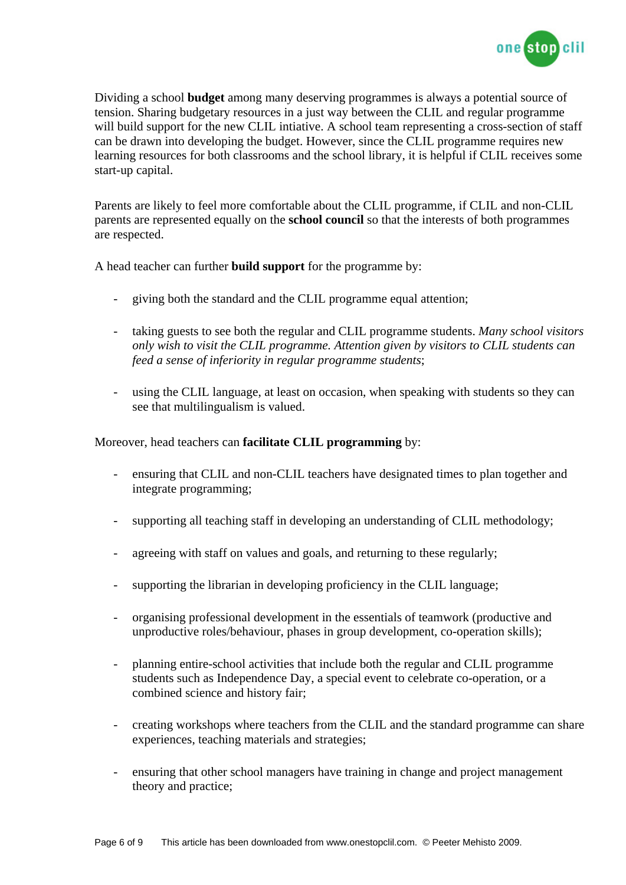Dividing a school **budget** among many deserving programmes is always a potential source of tension. Sharing budgetary resources in a just way between the CLIL and regular programme will build support for the new CLIL intiative. A school team representing a cross-section of staff can be drawn into developing the budget. However, since the CLIL programme requires new learning resources for both classrooms and the school library, it is helpful if CLIL receives some start-up capital.

Parents are likely to feel more comfortable about the CLIL programme, if CLIL and non-CLIL parents are represented equally on the **school council** so that the interests of both programmes are respected.

A head teacher can further **build support** for the programme by:

- giving both the standard and the CLIL programme equal attention;
- taking guests to see both the regular and CLIL programme students. *Many school visitors only wish to visit the CLIL programme. Attention given by visitors to CLIL students can feed a sense of inferiority in regular programme students*;
- using the CLIL language, at least on occasion, when speaking with students so they can see that multilingualism is valued.

Moreover, head teachers can **facilitate CLIL programming** by:

- ensuring that CLIL and non-CLIL teachers have designated times to plan together and integrate programming;
- supporting all teaching staff in developing an understanding of CLIL methodology;
- agreeing with staff on values and goals, and returning to these regularly;
- supporting the librarian in developing proficiency in the CLIL language;
- organising professional development in the essentials of teamwork (productive and unproductive roles/behaviour, phases in group development, co-operation skills);
- planning entire-school activities that include both the regular and CLIL programme students such as Independence Day, a special event to celebrate co-operation, or a combined science and history fair;
- creating workshops where teachers from the CLIL and the standard programme can share experiences, teaching materials and strategies;
- ensuring that other school managers have training in change and project management theory and practice;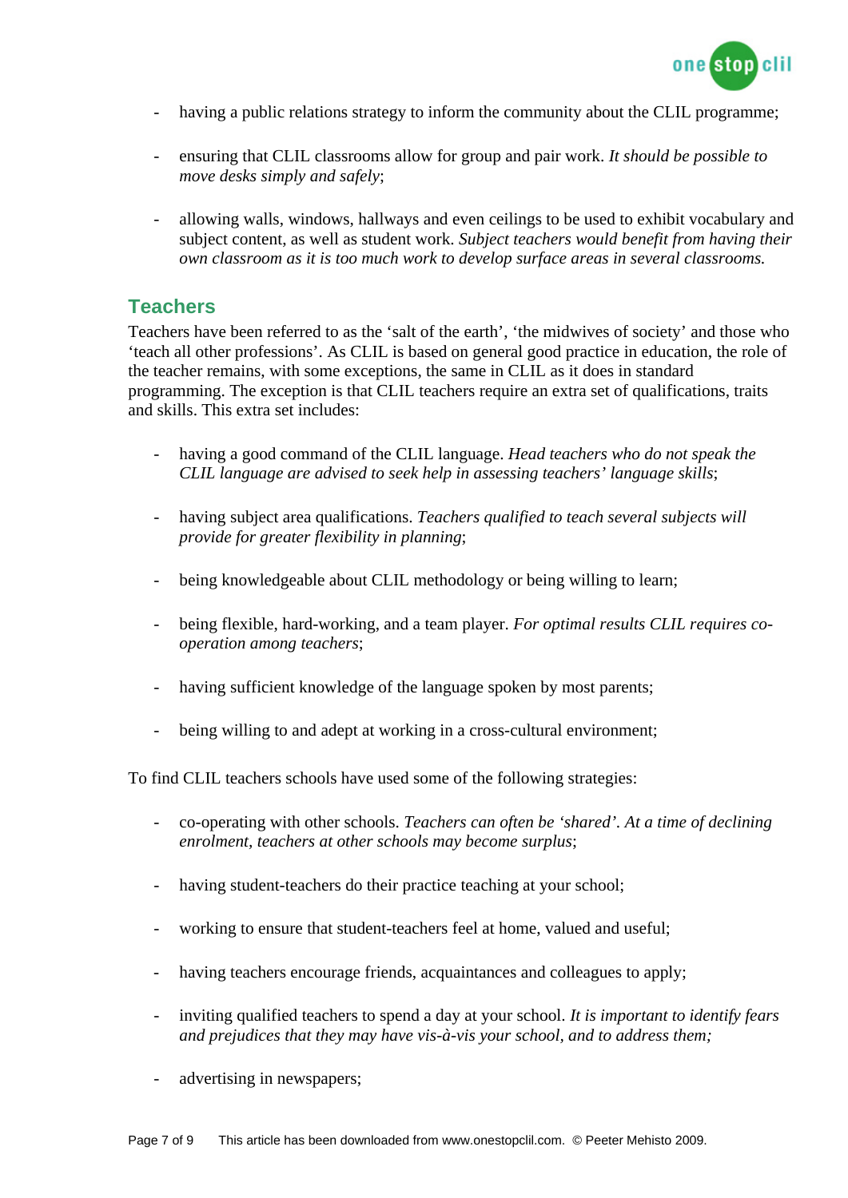- having a public relations strategy to inform the community about the CLIL programme;

- ensuring that CLIL classrooms allow for group and pair work. *It should be possible to move desks simply and safely*;

- allowing walls, windows, hallways and even ceilings to be used to exhibit vocabulary and subject content, as well as student work. *Subject teachers would benefit from having their own classroom as it is too much work to develop surface areas in several classrooms.*

## Teachers

Teachers have been referred to as the 'salt of the earth', 'the midwives of society' and those who 'teach all other professions'. As CLIL is based on general good practice in education, the role of the teacher remains, with some exceptions, the same in CLIL as it does in standard programming. The exception is that CLIL teachers require an extra set of qualifications, traits and skills. This extra set includes:

- having a good command of the CLIL language. *Head teachers who do not speak the CLIL language are advised to seek help in assessing teachers' language skills*;

- having subject area qualifications. *Teachers qualified to teach several subjects will provide for greater flexibility in planning*;

- being knowledgeable about CLIL methodology or being willing to learn;

- being flexible, hard-working, and a team player. *For optimal results CLIL requires co-operation among teachers*;

- having sufficient knowledge of the language spoken by most parents;

- being willing to and adept at working in a cross-cultural environment;

To find CLIL teachers schools have used some of the following strategies:

- co-operating with other schools. *Teachers can often be 'shared'. At a time of declining enrolment, teachers at other schools may become surplus*;

- having student-teachers do their practice teaching at your school;

- working to ensure that student-teachers feel at home, valued and useful;

- having teachers encourage friends, acquaintances and colleagues to apply;

- inviting qualified teachers to spend a day at your school. *It is important to identify fears and prejudices that they may have vis-à-vis your school, and to address them;*

- advertising in newspapers;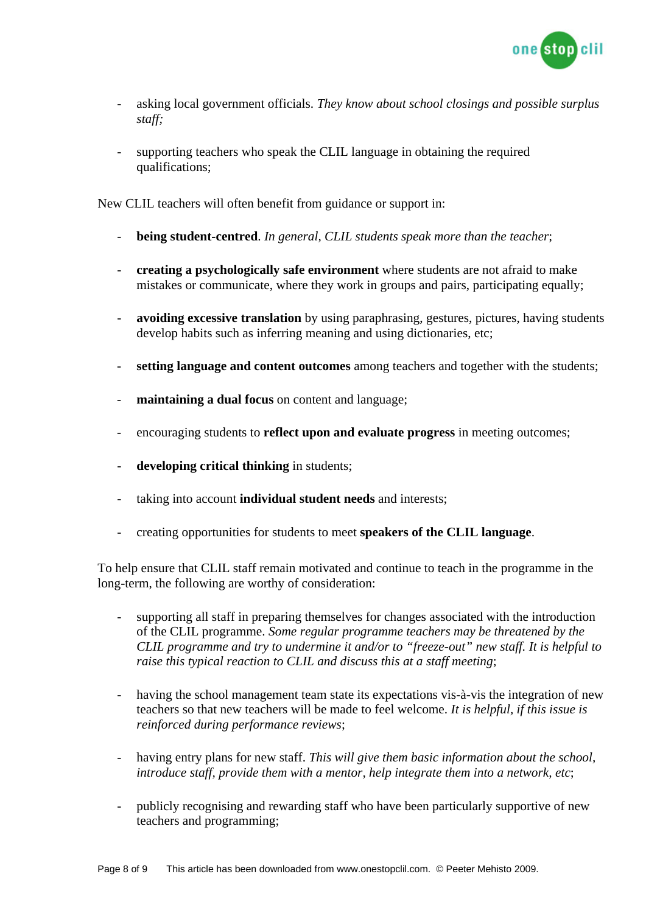- asking local government officials. *They know about school closings and possible surplus staff;*

- supporting teachers who speak the CLIL language in obtaining the required qualifications;

New CLIL teachers will often benefit from guidance or support in:

- **being student-centred**. *In general, CLIL students speak more than the teacher*;

- **creating a psychologically safe environment** where students are not afraid to make mistakes or communicate, where they work in groups and pairs, participating equally;

- **avoiding excessive translation** by using paraphrasing, gestures, pictures, having students develop habits such as inferring meaning and using dictionaries, etc;

- **setting language and content outcomes** among teachers and together with the students;

- **maintaining a dual focus** on content and language;

- encouraging students to **reflect upon and evaluate progress** in meeting outcomes;

- **developing critical thinking** in students;

- taking into account **individual student needs** and interests;

- creating opportunities for students to meet **speakers of the CLIL language**.

To help ensure that CLIL staff remain motivated and continue to teach in the programme in the long-term, the following are worthy of consideration:

- supporting all staff in preparing themselves for changes associated with the introduction of the CLIL programme. *Some regular programme teachers may be threatened by the CLIL programme and try to undermine it and/or to "freeze-out" new staff. It is helpful to raise this typical reaction to CLIL and discuss this at a staff meeting*;

- having the school management team state its expectations vis-à-vis the integration of new teachers so that new teachers will be made to feel welcome. *It is helpful, if this issue is reinforced during performance reviews*;

- having entry plans for new staff. *This will give them basic information about the school, introduce staff, provide them with a mentor, help integrate them into a network, etc*;

- publicly recognising and rewarding staff who have been particularly supportive of new teachers and programming;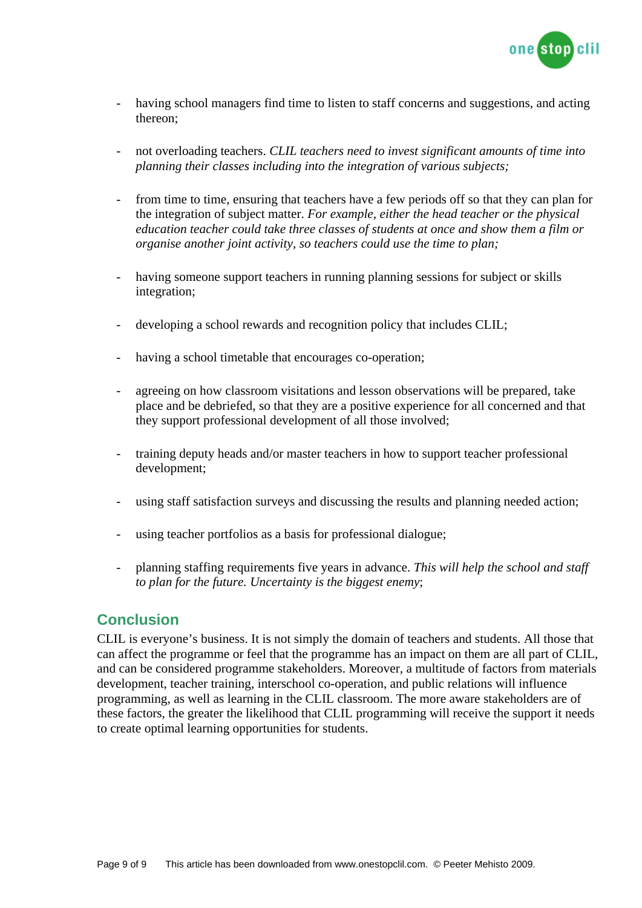- having school managers find time to listen to staff concerns and suggestions, and acting thereon;

- not overloading teachers. *CLIL teachers need to invest significant amounts of time into planning their classes including into the integration of various subjects;*

- from time to time, ensuring that teachers have a few periods off so that they can plan for the integration of subject matter. *For example, either the head teacher or the physical education teacher could take three classes of students at once and show them a film or organise another joint activity, so teachers could use the time to plan;*

- having someone support teachers in running planning sessions for subject or skills integration;

- developing a school rewards and recognition policy that includes CLIL;

- having a school timetable that encourages co-operation;

- agreeing on how classroom visitations and lesson observations will be prepared, take place and be debriefed, so that they are a positive experience for all concerned and that they support professional development of all those involved;

- training deputy heads and/or master teachers in how to support teacher professional development;

- using staff satisfaction surveys and discussing the results and planning needed action;

- using teacher portfolios as a basis for professional dialogue;

- planning staffing requirements five years in advance. *This will help the school and staff to plan for the future. Uncertainty is the biggest enemy*;

## Conclusion

CLIL is everyone's business. It is not simply the domain of teachers and students. All those that can affect the programme or feel that the programme has an impact on them are all part of CLIL, and can be considered programme stakeholders. Moreover, a multitude of factors from materials development, teacher training, interschool co-operation, and public relations will influence programming, as well as learning in the CLIL classroom. The more aware stakeholders are of these factors, the greater the likelihood that CLIL programming will receive the support it needs to create optimal learning opportunities for students.